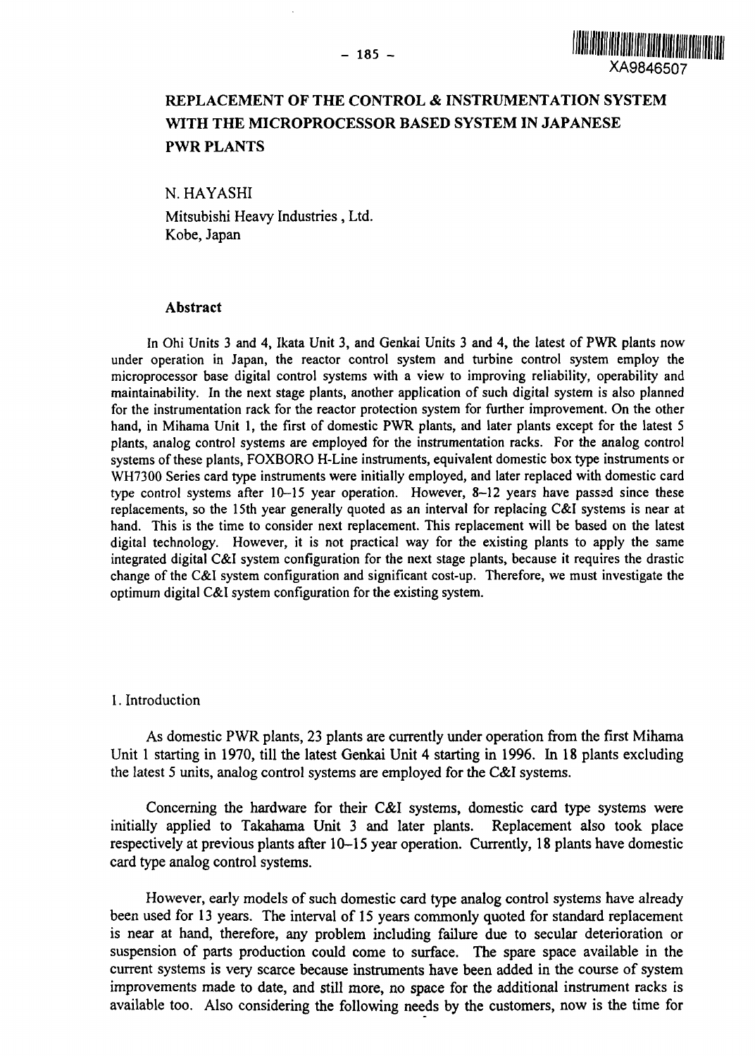# REPLACEMENT OF THE CONTROL & INSTRUMENTATION SYSTEM WITH THE MICROPROCESSOR BASED SYSTEM IN JAPANESE PWR PLANTS

N. HAYASHI

Mitsubishi Heavy Industries , Ltd.
Kobe, Japan

## Abstract

In Ohi Units 3 and 4, Ikata Unit 3, and Genkai Units 3 and 4, the latest of PWR plants now under operation in Japan, the reactor control system and turbine control system employ the microprocessor base digital control systems with a view to improving reliability, operability and maintainability. In the next stage plants, another application of such digital system is also planned for the instrumentation rack for the reactor protection system for further improvement. On the other hand, in Mihama Unit 1, the first of domestic PWR plants, and later plants except for the latest 5 plants, analog control systems are employed for the instrumentation racks. For the analog control systems of these plants, FOXBORO H-Line instruments, equivalent domestic box type instruments or WH7300 Series card type instruments were initially employed, and later replaced with domestic card type control systems after 10–15 year operation. However, 8–12 years have passed since these replacements, so the 15th year generally quoted as an interval for replacing C&I systems is near at hand. This is the time to consider next replacement. This replacement will be based on the latest digital technology. However, it is not practical way for the existing plants to apply the same integrated digital C&I system configuration for the next stage plants, because it requires the drastic change of the C&I system configuration and significant cost-up. Therefore, we must investigate the optimum digital C&I system configuration for the existing system.

## 1. Introduction

As domestic PWR plants, 23 plants are currently under operation from the first Mihama Unit 1 starting in 1970, till the latest Genkai Unit 4 starting in 1996. In 18 plants excluding the latest 5 units, analog control systems are employed for the C&I systems.

Concerning the hardware for their C&I systems, domestic card type systems were initially applied to Takahama Unit 3 and later plants. Replacement also took place respectively at previous plants after 10–15 year operation. Currently, 18 plants have domestic card type analog control systems.

However, early models of such domestic card type analog control systems have already been used for 13 years. The interval of 15 years commonly quoted for standard replacement is near at hand, therefore, any problem including failure due to secular deterioration or suspension of parts production could come to surface. The spare space available in the current systems is very scarce because instruments have been added in the course of system improvements made to date, and still more, no space for the additional instrument racks is available too. Also considering the following needs by the customers, now is the time for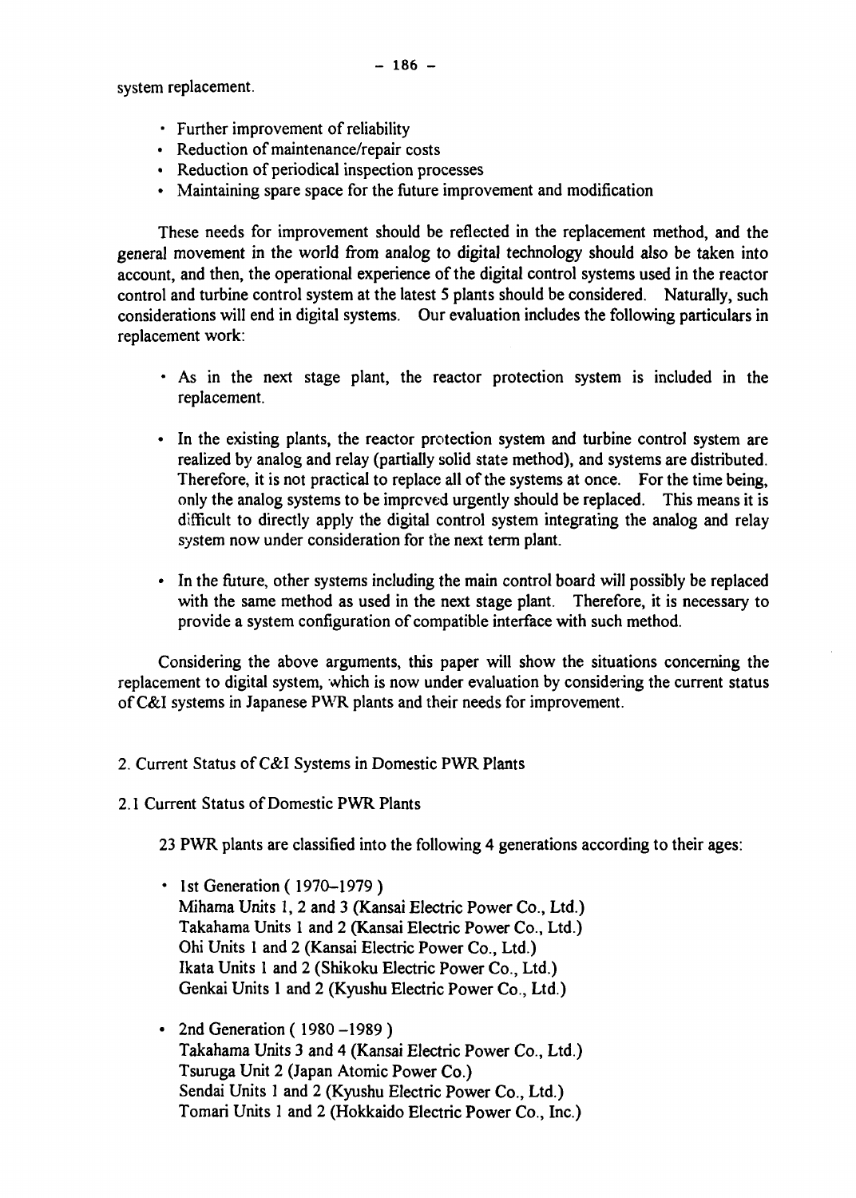system replacement.

- Further improvement of reliability
- Reduction of maintenance/repair costs
- Reduction of periodical inspection processes
- Maintaining spare space for the future improvement and modification

These needs for improvement should be reflected in the replacement method, and the general movement in the world from analog to digital technology should also be taken into account, and then, the operational experience of the digital control systems used in the reactor control and turbine control system at the latest 5 plants should be considered. Naturally, such considerations will end in digital systems. Our evaluation includes the following particulars in replacement work:

- As in the next stage plant, the reactor protection system is included in the replacement.

- In the existing plants, the reactor protection system and turbine control system are realized by analog and relay (partially solid state method), and systems are distributed. Therefore, it is not practical to replace all of the systems at once. For the time being, only the analog systems to be improved urgently should be replaced. This means it is difficult to directly apply the digital control system integrating the analog and relay system now under consideration for the next term plant.

- In the future, other systems including the main control board will possibly be replaced with the same method as used in the next stage plant. Therefore, it is necessary to provide a system configuration of compatible interface with such method.

Considering the above arguments, this paper will show the situations concerning the replacement to digital system, which is now under evaluation by considering the current status of C&I systems in Japanese PWR plants and their needs for improvement.

## 2. Current Status of C&I Systems in Domestic PWR Plants

### 2.1 Current Status of Domestic PWR Plants

23 PWR plants are classified into the following 4 generations according to their ages:

- 1st Generation ( 1970–1979 )
  Mihama Units 1, 2 and 3 (Kansai Electric Power Co., Ltd.)
  Takahama Units 1 and 2 (Kansai Electric Power Co., Ltd.)
  Ohi Units 1 and 2 (Kansai Electric Power Co., Ltd.)
  Ikata Units 1 and 2 (Shikoku Electric Power Co., Ltd.)
  Genkai Units 1 and 2 (Kyushu Electric Power Co., Ltd.)

- 2nd Generation ( 1980 –1989 )
  Takahama Units 3 and 4 (Kansai Electric Power Co., Ltd.)
  Tsuruga Unit 2 (Japan Atomic Power Co.)
  Sendai Units 1 and 2 (Kyushu Electric Power Co., Ltd.)
  Tomari Units 1 and 2 (Hokkaido Electric Power Co., Inc.)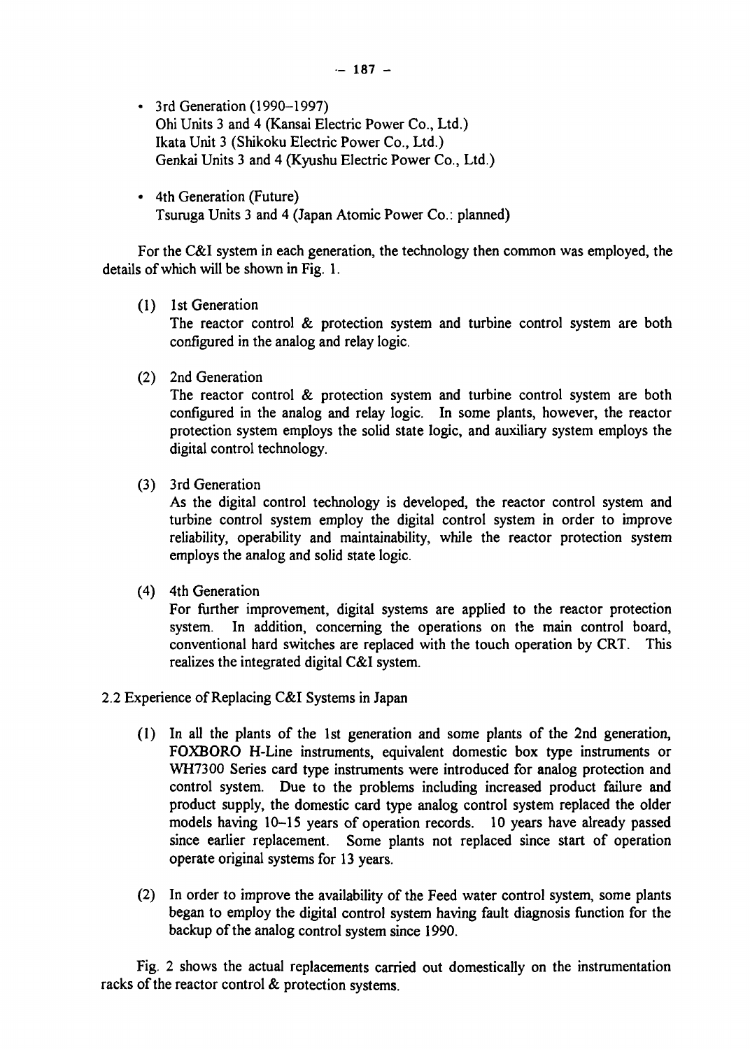- 3rd Generation (1990–1997)
  Ohi Units 3 and 4 (Kansai Electric Power Co., Ltd.)
  Ikata Unit 3 (Shikoku Electric Power Co., Ltd.)
  Genkai Units 3 and 4 (Kyushu Electric Power Co., Ltd.)

- 4th Generation (Future)
  Tsuruga Units 3 and 4 (Japan Atomic Power Co.: planned)

For the C&I system in each generation, the technology then common was employed, the details of which will be shown in Fig. 1.

(1) 1st Generation
The reactor control & protection system and turbine control system are both configured in the analog and relay logic.

(2) 2nd Generation
The reactor control & protection system and turbine control system are both configured in the analog and relay logic. In some plants, however, the reactor protection system employs the solid state logic, and auxiliary system employs the digital control technology.

(3) 3rd Generation
As the digital control technology is developed, the reactor control system and turbine control system employ the digital control system in order to improve reliability, operability and maintainability, while the reactor protection system employs the analog and solid state logic.

(4) 4th Generation
For further improvement, digital systems are applied to the reactor protection system. In addition, concerning the operations on the main control board, conventional hard switches are replaced with the touch operation by CRT. This realizes the integrated digital C&I system.

## 2.2 Experience of Replacing C&I Systems in Japan

(1) In all the plants of the 1st generation and some plants of the 2nd generation, FOXBORO H-Line instruments, equivalent domestic box type instruments or WH7300 Series card type instruments were introduced for analog protection and control system. Due to the problems including increased product failure and product supply, the domestic card type analog control system replaced the older models having 10–15 years of operation records. 10 years have already passed since earlier replacement. Some plants not replaced since start of operation operate original systems for 13 years.

(2) In order to improve the availability of the Feed water control system, some plants began to employ the digital control system having fault diagnosis function for the backup of the analog control system since 1990.

Fig. 2 shows the actual replacements carried out domestically on the instrumentation racks of the reactor control & protection systems.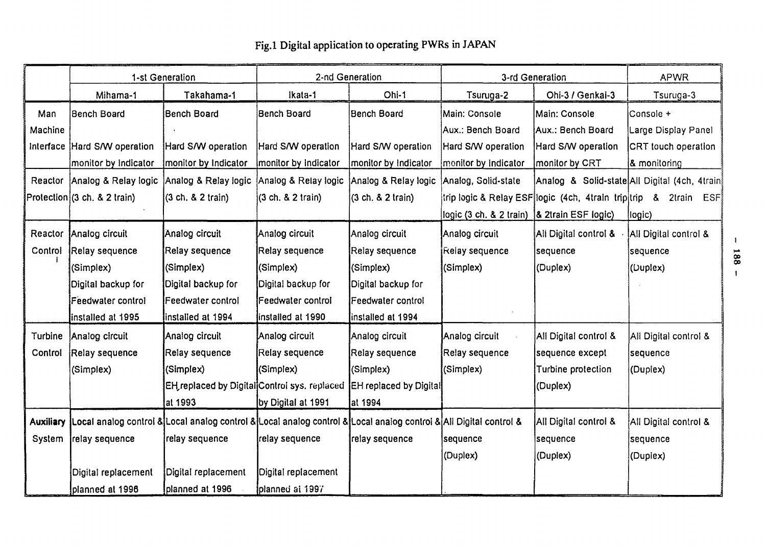# Fig.1 Digital application to operating PWRs in JAPAN

| | 1-st Generation | | 2-nd Generation | | 3-rd Generation | | APWR |
|---|---|---|---|---|---|---|---|
| | Mihama-1 | Takahama-1 | Ikata-1 | Ohi-1 | Tsuruga-2 | Ohi-3 / Genkai-3 | Tsuruga-3 |
| Man Machine Interface | Bench Board<br>Hard S/W operation<br>monitor by indicator | Bench Board<br>Hard S/W operation<br>monitor by indicator | Bench Board<br>Hard S/W operation<br>monitor by indicator | Bench Board<br>Hard S/W operation<br>monitor by indicator | Main: Console<br>Aux.: Bench Board<br>Hard S/W operation<br>monitor by indicator | Main: Console<br>Aux.: Bench Board<br>Hard S/W operation<br>monitor by CRT | Console +<br>Large Display Panel<br>CRT touch operation<br>& monitoring |
| Reactor Protection | Analog & Relay logic<br>(3 ch. & 2 train) | Analog & Relay logic<br>(3 ch. & 2 train) | Analog & Relay logic<br>(3 ch. & 2 train) | Analog & Relay logic<br>(3 ch. & 2 train) | Analog, Solid-state trip logic & Relay ESF logic (3 ch. & 2 train) | Analog & Solid-state logic (4ch, 4train trip & 2train ESF logic) | All Digital (4ch, 4train trip & 2train ESF logic) |
| Reactor Control | Analog circuit<br>Relay sequence<br>(Simplex)<br>Digital backup for Feedwater control installed at 1995 | Analog circuit<br>Relay sequence<br>(Simplex)<br>Digital backup for Feedwater control installed at 1994 | Analog circuit<br>Relay sequence<br>(Simplex)<br>Digital backup for Feedwater control installed at 1990 | Analog circuit<br>Relay sequence<br>(Simplex)<br>Digital backup for Feedwater control installed at 1994 | Analog circuit<br>Relay sequence<br>(Simplex) | All Digital control & sequence<br>(Duplex) | All Digital control & sequence<br>(Duplex) |
| Turbine Control | Analog circuit<br>Relay sequence<br>(Simplex) | Analog circuit<br>Relay sequence<br>(Simplex)<br>EH replaced by Digital at 1993 | Analog circuit<br>Relay sequence<br>(Simplex)<br>Control sys. replaced by Digital at 1991 | Analog circuit<br>Relay sequence<br>(Simplex)<br>EH replaced by Digital at 1994 | Analog circuit<br>Relay sequence<br>(Simplex) | All Digital control & sequence except Turbine protection<br>(Duplex) | All Digital control & sequence<br>(Duplex) |
| Auxiliary System | Local analog control & relay sequence<br>Digital replacement planned at 1996 | Local analog control & relay sequence<br>Digital replacement planned at 1996 | Local analog control & relay sequence<br>Digital replacement planned at 1997 | Local analog control & relay sequence | All Digital control & sequence<br>(Duplex) | All Digital control & sequence<br>(Duplex) | All Digital control & sequence<br>(Duplex) |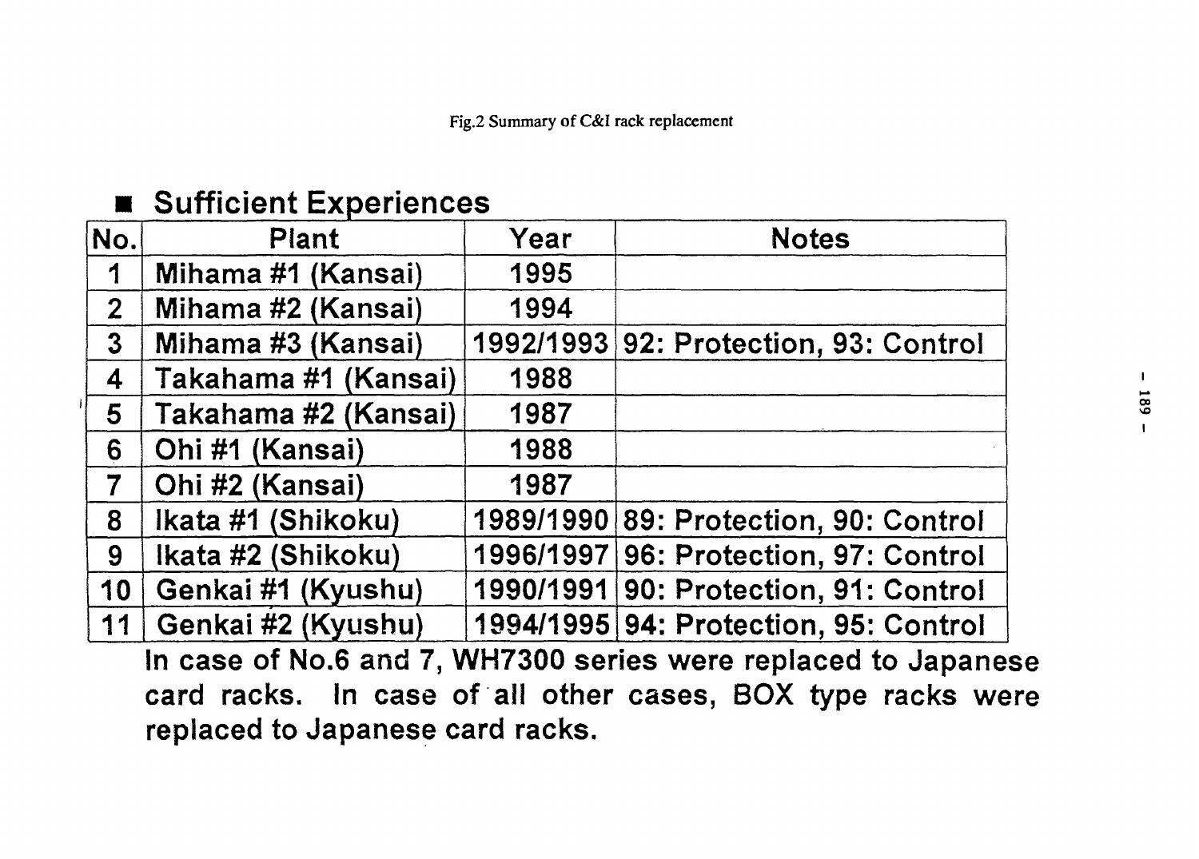Fig.2 Summary of C&I rack replacement

## ■ Sufficient Experiences

| No. | Plant | Year | Notes |
|---|---|---|---|
| 1 | Mihama #1 (Kansai) | 1995 | |
| 2 | Mihama #2 (Kansai) | 1994 | |
| 3 | Mihama #3 (Kansai) | 1992/1993 | 92: Protection, 93: Control |
| 4 | Takahama #1 (Kansai) | 1988 | |
| 5 | Takahama #2 (Kansai) | 1987 | |
| 6 | Ohi #1 (Kansai) | 1988 | |
| 7 | Ohi #2 (Kansai) | 1987 | |
| 8 | Ikata #1 (Shikoku) | 1989/1990 | 89: Protection, 90: Control |
| 9 | Ikata #2 (Shikoku) | 1996/1997 | 96: Protection, 97: Control |
| 10 | Genkai #1 (Kyushu) | 1990/1991 | 90: Protection, 91: Control |
| 11 | Genkai #2 (Kyushu) | 1994/1995 | 94: Protection, 95: Control |

In case of No.6 and 7, WH7300 series were replaced to Japanese card racks. In case of all other cases, BOX type racks were replaced to Japanese card racks.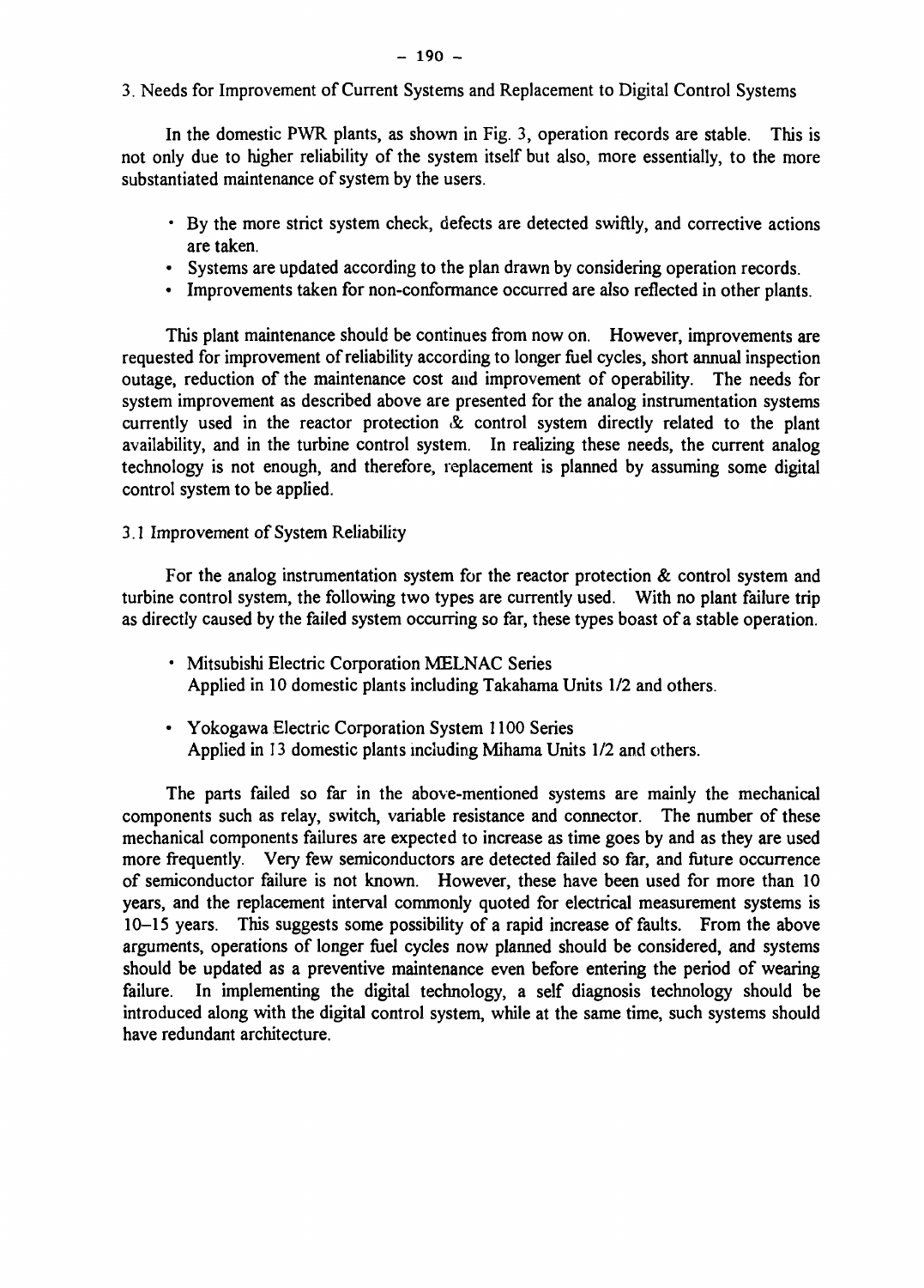## 3. Needs for Improvement of Current Systems and Replacement to Digital Control Systems

In the domestic PWR plants, as shown in Fig. 3, operation records are stable. This is not only due to higher reliability of the system itself but also, more essentially, to the more substantiated maintenance of system by the users.

- By the more strict system check, defects are detected swiftly, and corrective actions are taken.
- Systems are updated according to the plan drawn by considering operation records.
- Improvements taken for non-conformance occurred are also reflected in other plants.

This plant maintenance should be continues from now on. However, improvements are requested for improvement of reliability according to longer fuel cycles, short annual inspection outage, reduction of the maintenance cost and improvement of operability. The needs for system improvement as described above are presented for the analog instrumentation systems currently used in the reactor protection & control system directly related to the plant availability, and in the turbine control system. In realizing these needs, the current analog technology is not enough, and therefore, replacement is planned by assuming some digital control system to be applied.

### 3.1 Improvement of System Reliability

For the analog instrumentation system for the reactor protection & control system and turbine control system, the following two types are currently used. With no plant failure trip as directly caused by the failed system occurring so far, these types boast of a stable operation.

- Mitsubishi Electric Corporation MELNAC Series
  Applied in 10 domestic plants including Takahama Units 1/2 and others.

- Yokogawa Electric Corporation System 1100 Series
  Applied in 13 domestic plants including Mihama Units 1/2 and others.

The parts failed so far in the above-mentioned systems are mainly the mechanical components such as relay, switch, variable resistance and connector. The number of these mechanical components failures are expected to increase as time goes by and as they are used more frequently. Very few semiconductors are detected failed so far, and future occurrence of semiconductor failure is not known. However, these have been used for more than 10 years, and the replacement interval commonly quoted for electrical measurement systems is 10–15 years. This suggests some possibility of a rapid increase of faults. From the above arguments, operations of longer fuel cycles now planned should be considered, and systems should be updated as a preventive maintenance even before entering the period of wearing failure. In implementing the digital technology, a self diagnosis technology should be introduced along with the digital control system, while at the same time, such systems should have redundant architecture.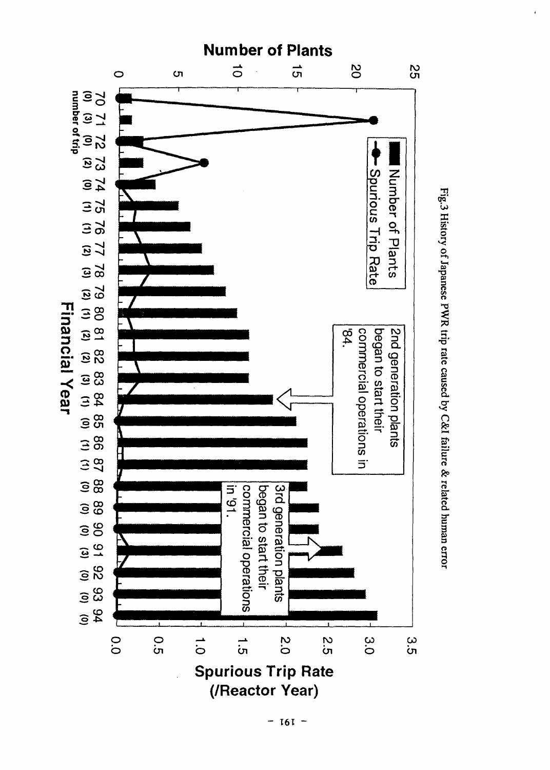Fig.3 History of Japanese PWR trip rate caused by C&I failure & related human error

Number of Plants

Spurious Trip Rate (/Reactor Year)

Number of Plants

Spurious Trip Rate

2nd generation plants began to start their commercial operations in '84.

3rd generation plants began to start their commercial operations in '91.

70 71 72 73 74 75 76 77 78 79 80 81 82 83 84 85 86 87 88 89 90 91 92 93 94

(0) (3) (0) (2) (0) (1) (1) (2) (3) (2) (1) (2) (2) (3) (1) (0) (1) (1) (0) (0) (0) (3) (0) (0) (0)

number of trip

Financial Year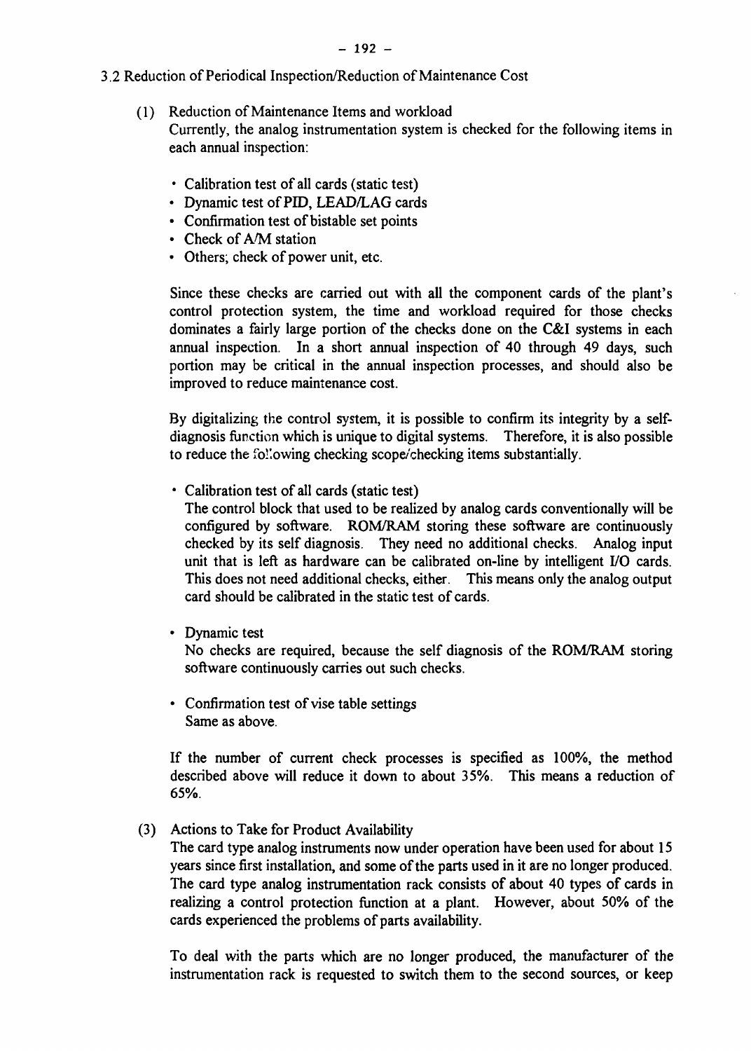### 3.2 Reduction of Periodical Inspection/Reduction of Maintenance Cost

(1) Reduction of Maintenance Items and workload

Currently, the analog instrumentation system is checked for the following items in each annual inspection:

- Calibration test of all cards (static test)
- Dynamic test of PID, LEAD/LAG cards
- Confirmation test of bistable set points
- Check of A/M station
- Others; check of power unit, etc.

Since these checks are carried out with all the component cards of the plant's control protection system, the time and workload required for those checks dominates a fairly large portion of the checks done on the C&I systems in each annual inspection. In a short annual inspection of 40 through 49 days, such portion may be critical in the annual inspection processes, and should also be improved to reduce maintenance cost.

By digitalizing the control system, it is possible to confirm its integrity by a self-diagnosis function which is unique to digital systems. Therefore, it is also possible to reduce the following checking scope/checking items substantially.

- Calibration test of all cards (static test)

  The control block that used to be realized by analog cards conventionally will be configured by software. ROM/RAM storing these software are continuously checked by its self diagnosis. They need no additional checks. Analog input unit that is left as hardware can be calibrated on-line by intelligent I/O cards. This does not need additional checks, either. This means only the analog output card should be calibrated in the static test of cards.

- Dynamic test

  No checks are required, because the self diagnosis of the ROM/RAM storing software continuously carries out such checks.

- Confirmation test of vise table settings

  Same as above.

If the number of current check processes is specified as 100%, the method described above will reduce it down to about 35%. This means a reduction of 65%.

(3) Actions to Take for Product Availability

The card type analog instruments now under operation have been used for about 15 years since first installation, and some of the parts used in it are no longer produced. The card type analog instrumentation rack consists of about 40 types of cards in realizing a control protection function at a plant. However, about 50% of the cards experienced the problems of parts availability.

To deal with the parts which are no longer produced, the manufacturer of the instrumentation rack is requested to switch them to the second sources, or keep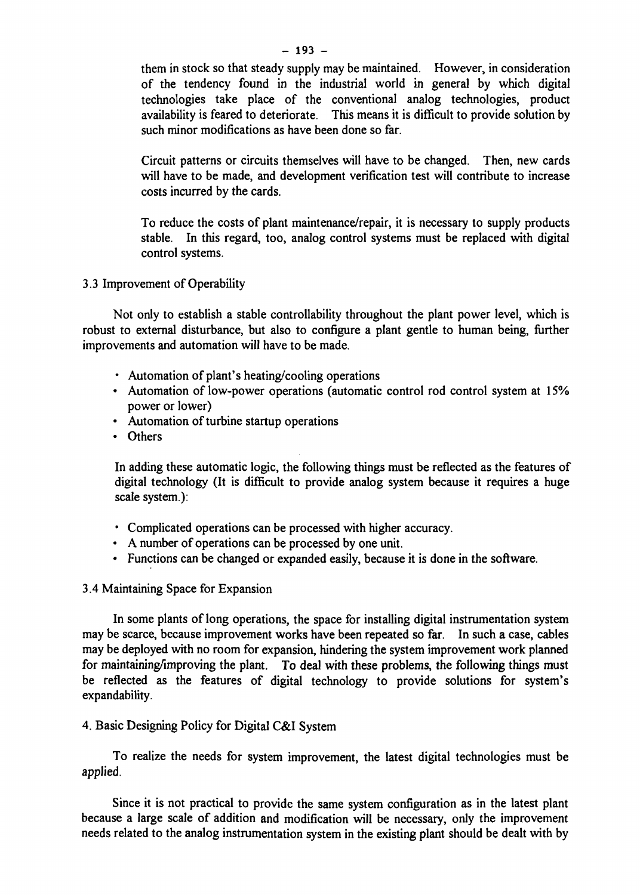them in stock so that steady supply may be maintained. However, in consideration of the tendency found in the industrial world in general by which digital technologies take place of the conventional analog technologies, product availability is feared to deteriorate. This means it is difficult to provide solution by such minor modifications as have been done so far.

Circuit patterns or circuits themselves will have to be changed. Then, new cards will have to be made, and development verification test will contribute to increase costs incurred by the cards.

To reduce the costs of plant maintenance/repair, it is necessary to supply products stable. In this regard, too, analog control systems must be replaced with digital control systems.

### 3.3 Improvement of Operability

Not only to establish a stable controllability throughout the plant power level, which is robust to external disturbance, but also to configure a plant gentle to human being, further improvements and automation will have to be made.

- Automation of plant's heating/cooling operations
- Automation of low-power operations (automatic control rod control system at 15% power or lower)
- Automation of turbine startup operations
- Others

In adding these automatic logic, the following things must be reflected as the features of digital technology (It is difficult to provide analog system because it requires a huge scale system.):

- Complicated operations can be processed with higher accuracy.
- A number of operations can be processed by one unit.
- Functions can be changed or expanded easily, because it is done in the software.

### 3.4 Maintaining Space for Expansion

In some plants of long operations, the space for installing digital instrumentation system may be scarce, because improvement works have been repeated so far. In such a case, cables may be deployed with no room for expansion, hindering the system improvement work planned for maintaining/improving the plant. To deal with these problems, the following things must be reflected as the features of digital technology to provide solutions for system's expandability.

## 4. Basic Designing Policy for Digital C&I System

To realize the needs for system improvement, the latest digital technologies must be applied.

Since it is not practical to provide the same system configuration as in the latest plant because a large scale of addition and modification will be necessary, only the improvement needs related to the analog instrumentation system in the existing plant should be dealt with by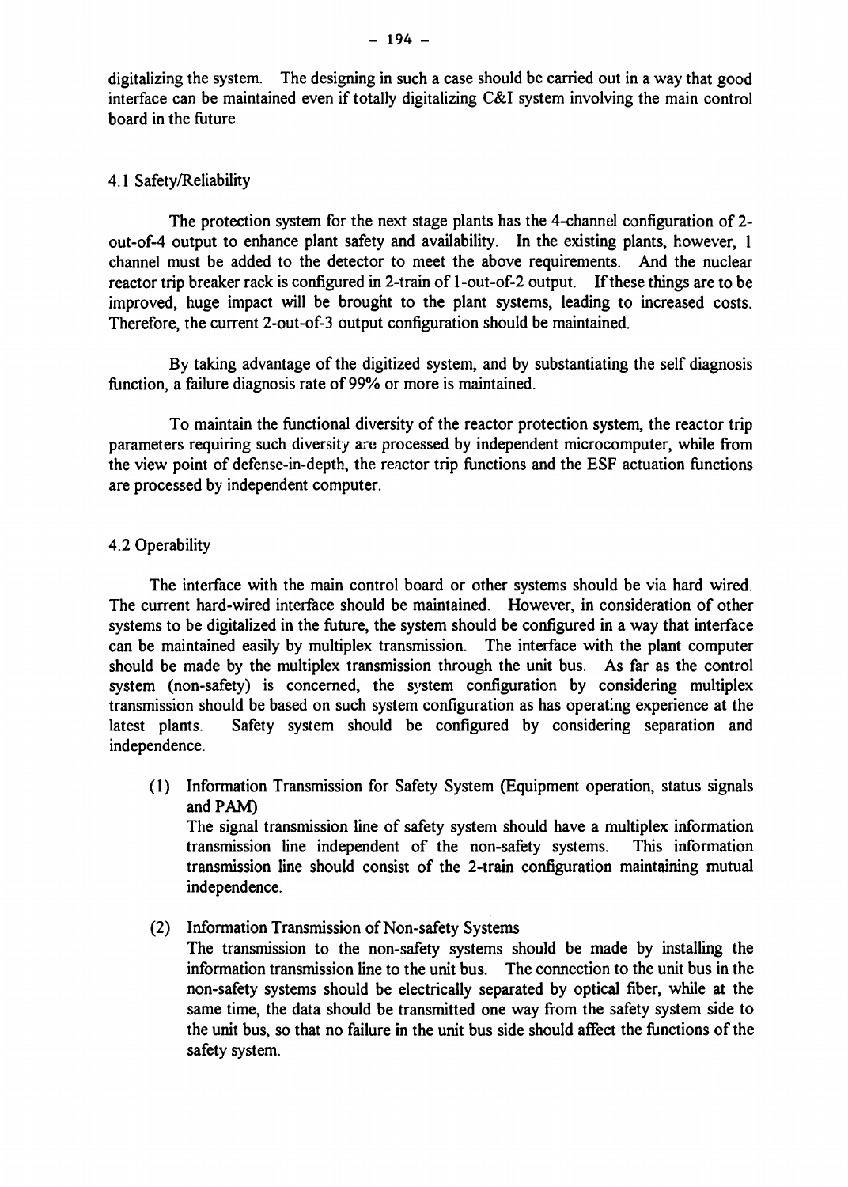digitalizing the system. The designing in such a case should be carried out in a way that good interface can be maintained even if totally digitalizing C&I system involving the main control board in the future.

### 4.1 Safety/Reliability

The protection system for the next stage plants has the 4-channel configuration of 2-out-of-4 output to enhance plant safety and availability. In the existing plants, however, 1 channel must be added to the detector to meet the above requirements. And the nuclear reactor trip breaker rack is configured in 2-train of 1-out-of-2 output. If these things are to be improved, huge impact will be brought to the plant systems, leading to increased costs. Therefore, the current 2-out-of-3 output configuration should be maintained.

By taking advantage of the digitized system, and by substantiating the self diagnosis function, a failure diagnosis rate of 99% or more is maintained.

To maintain the functional diversity of the reactor protection system, the reactor trip parameters requiring such diversity are processed by independent microcomputer, while from the view point of defense-in-depth, the reactor trip functions and the ESF actuation functions are processed by independent computer.

### 4.2 Operability

The interface with the main control board or other systems should be via hard wired. The current hard-wired interface should be maintained. However, in consideration of other systems to be digitalized in the future, the system should be configured in a way that interface can be maintained easily by multiplex transmission. The interface with the plant computer should be made by the multiplex transmission through the unit bus. As far as the control system (non-safety) is concerned, the system configuration by considering multiplex transmission should be based on such system configuration as has operating experience at the latest plants. Safety system should be configured by considering separation and independence.

(1) Information Transmission for Safety System (Equipment operation, status signals and PAM)
The signal transmission line of safety system should have a multiplex information transmission line independent of the non-safety systems. This information transmission line should consist of the 2-train configuration maintaining mutual independence.

(2) Information Transmission of Non-safety Systems
The transmission to the non-safety systems should be made by installing the information transmission line to the unit bus. The connection to the unit bus in the non-safety systems should be electrically separated by optical fiber, while at the same time, the data should be transmitted one way from the safety system side to the unit bus, so that no failure in the unit bus side should affect the functions of the safety system.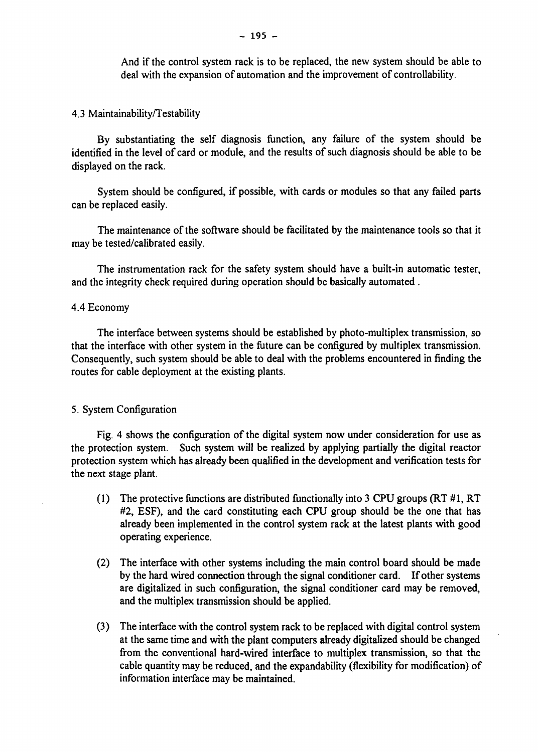And if the control system rack is to be replaced, the new system should be able to deal with the expansion of automation and the improvement of controllability.

### 4.3 Maintainability/Testability

By substantiating the self diagnosis function, any failure of the system should be identified in the level of card or module, and the results of such diagnosis should be able to be displayed on the rack.

System should be configured, if possible, with cards or modules so that any failed parts can be replaced easily.

The maintenance of the software should be facilitated by the maintenance tools so that it may be tested/calibrated easily.

The instrumentation rack for the safety system should have a built-in automatic tester, and the integrity check required during operation should be basically automated .

### 4.4 Economy

The interface between systems should be established by photo-multiplex transmission, so that the interface with other system in the future can be configured by multiplex transmission. Consequently, such system should be able to deal with the problems encountered in finding the routes for cable deployment at the existing plants.

## 5. System Configuration

Fig. 4 shows the configuration of the digital system now under consideration for use as the protection system. Such system will be realized by applying partially the digital reactor protection system which has already been qualified in the development and verification tests for the next stage plant.

(1) The protective functions are distributed functionally into 3 CPU groups (RT #1, RT #2, ESF), and the card constituting each CPU group should be the one that has already been implemented in the control system rack at the latest plants with good operating experience.

(2) The interface with other systems including the main control board should be made by the hard wired connection through the signal conditioner card. If other systems are digitalized in such configuration, the signal conditioner card may be removed, and the multiplex transmission should be applied.

(3) The interface with the control system rack to be replaced with digital control system at the same time and with the plant computers already digitalized should be changed from the conventional hard-wired interface to multiplex transmission, so that the cable quantity may be reduced, and the expandability (flexibility for modification) of information interface may be maintained.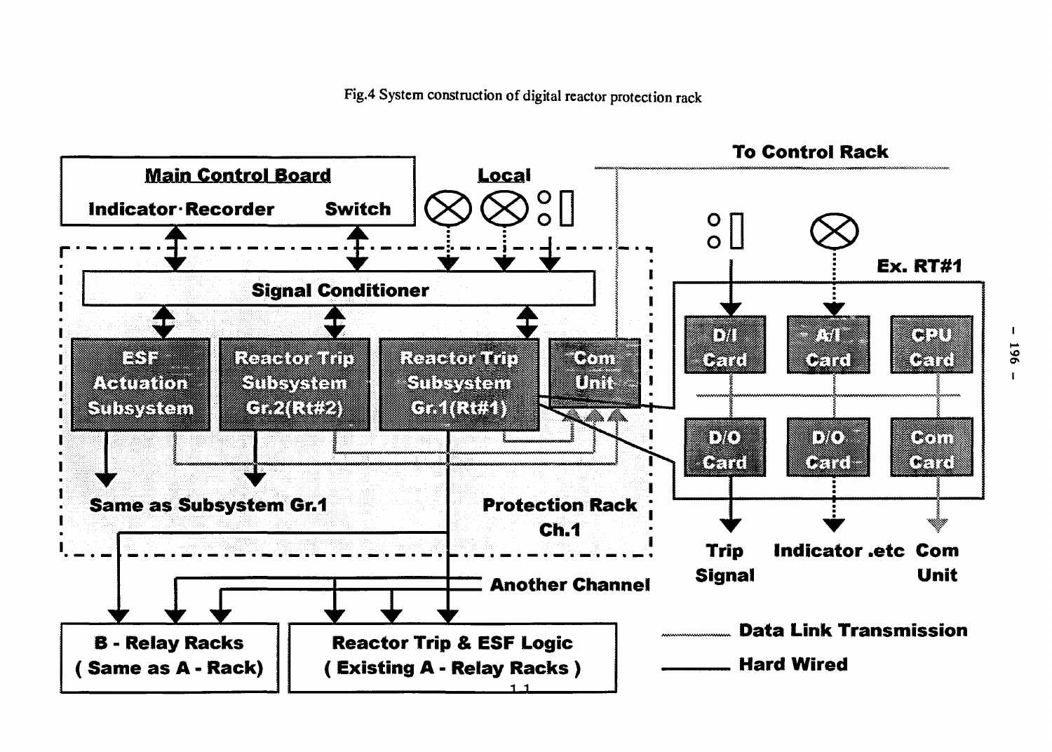Fig.4 System construction of digital reactor protection rack

**Main Control Board**

Indicator·Recorder Switch

**Local**

**To Control Rack**

Signal Conditioner

ESF Actuation Subsystem

Reactor Trip Subsystem Gr.2(Rt#2)

Reactor Trip Subsystem Gr.1(Rt#1)

Com Unit

Same as Subsystem Gr.1

Protection Rack Ch.1

Another Channel

B - Relay Racks ( Same as A - Rack)

Reactor Trip & ESF Logic ( Existing A - Relay Racks )

Ex. RT#1

D/I Card

A/I Card

CPU Card

D/O Card

D/O Card

Com Card

Trip Signal

Indicator .etc

Com Unit

Data Link Transmission

Hard Wired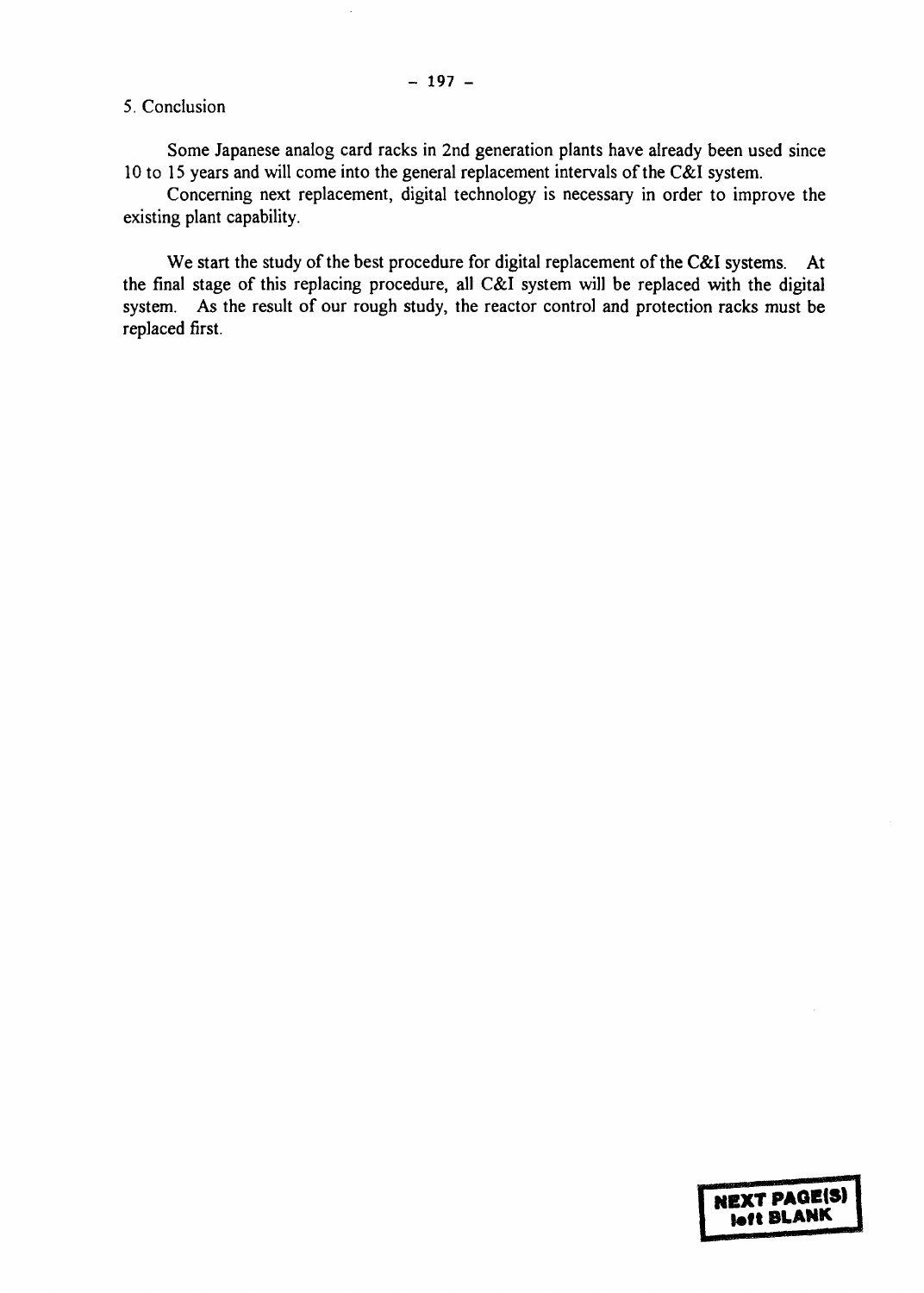## 5. Conclusion

Some Japanese analog card racks in 2nd generation plants have already been used since 10 to 15 years and will come into the general replacement intervals of the C&I system.

Concerning next replacement, digital technology is necessary in order to improve the existing plant capability.

We start the study of the best procedure for digital replacement of the C&I systems. At the final stage of this replacing procedure, all C&I system will be replaced with the digital system. As the result of our rough study, the reactor control and protection racks must be replaced first.

NEXT PAGE(S) left BLANK